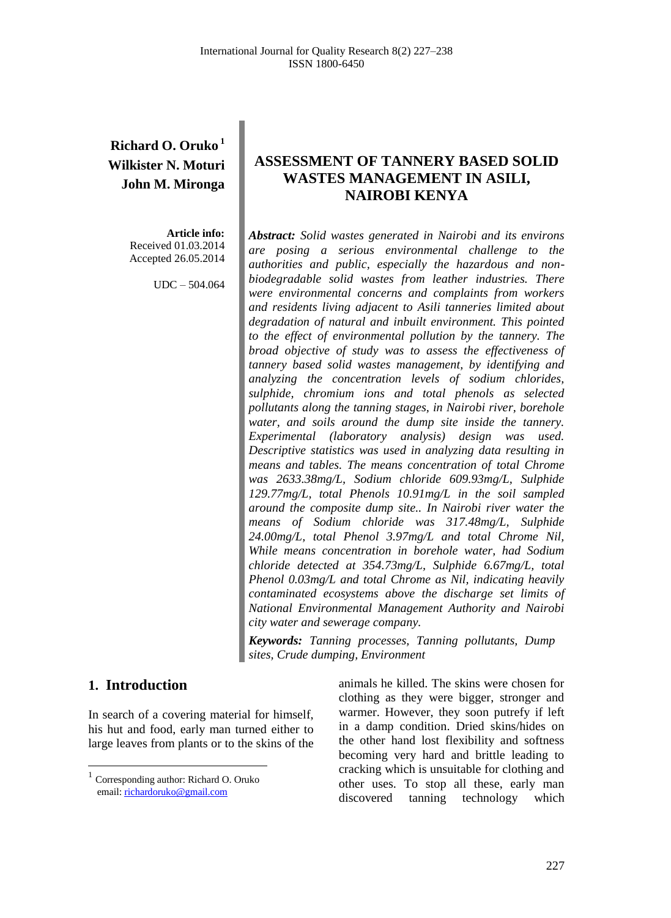**Richard O. Oruko**[1]
**Wilkister N. Moturi**
**John M. Mironga**

**Article info:**
Received 01.03.2014
Accepted 26.05.2014

UDC – 504.064

# ASSESSMENT OF TANNERY BASED SOLID WASTES MANAGEMENT IN ASILI, NAIROBI KENYA

***Abstract:*** *Solid wastes generated in Nairobi and its environs are posing a serious environmental challenge to the authorities and public, especially the hazardous and non-biodegradable solid wastes from leather industries. There were environmental concerns and complaints from workers and residents living adjacent to Asili tanneries limited about degradation of natural and inbuilt environment. This pointed to the effect of environmental pollution by the tannery. The broad objective of study was to assess the effectiveness of tannery based solid wastes management, by identifying and analyzing the concentration levels of sodium chlorides, sulphide, chromium ions and total phenols as selected pollutants along the tanning stages, in Nairobi river, borehole water, and soils around the dump site inside the tannery. Experimental (laboratory analysis) design was used. Descriptive statistics was used in analyzing data resulting in means and tables. The means concentration of total Chrome was 2633.38mg/L, Sodium chloride 609.93mg/L, Sulphide 129.77mg/L, total Phenols 10.91mg/L in the soil sampled around the composite dump site.. In Nairobi river water the means of Sodium chloride was 317.48mg/L, Sulphide 24.00mg/L, total Phenol 3.97mg/L and total Chrome Nil, While means concentration in borehole water, had Sodium chloride detected at 354.73mg/L, Sulphide 6.67mg/L, total Phenol 0.03mg/L and total Chrome as Nil, indicating heavily contaminated ecosystems above the discharge set limits of National Environmental Management Authority and Nairobi city water and sewerage company.*

***Keywords:*** *Tanning processes, Tanning pollutants, Dump sites, Crude dumping, Environment*

## 1. Introduction

In search of a covering material for himself, his hut and food, early man turned either to large leaves from plants or to the skins of the animals he killed. The skins were chosen for clothing as they were bigger, stronger and warmer. However, they soon putrefy if left in a damp condition. Dried skins/hides on the other hand lost flexibility and softness becoming very hard and brittle leading to cracking which is unsuitable for clothing and other uses. To stop all these, early man discovered tanning technology which

[1] Corresponding author: Richard O. Oruko
email: richardoruko@gmail.com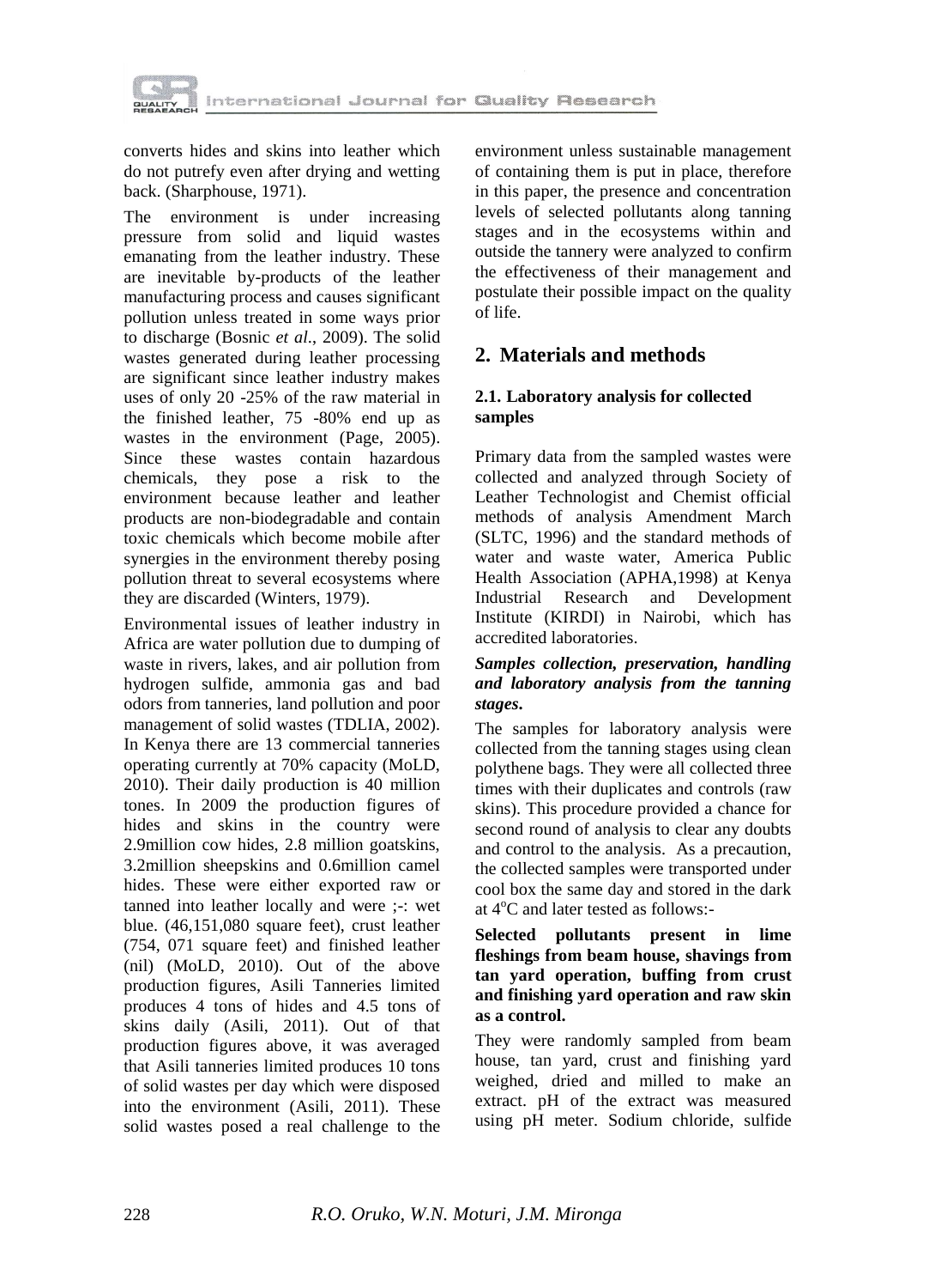converts hides and skins into leather which do not putrefy even after drying and wetting back. (Sharphouse, 1971).

The environment is under increasing pressure from solid and liquid wastes emanating from the leather industry. These are inevitable by-products of the leather manufacturing process and causes significant pollution unless treated in some ways prior to discharge (Bosnic *et al*., 2009). The solid wastes generated during leather processing are significant since leather industry makes uses of only 20 -25% of the raw material in the finished leather, 75 -80% end up as wastes in the environment (Page, 2005). Since these wastes contain hazardous chemicals, they pose a risk to the environment because leather and leather products are non-biodegradable and contain toxic chemicals which become mobile after synergies in the environment thereby posing pollution threat to several ecosystems where they are discarded (Winters, 1979).

Environmental issues of leather industry in Africa are water pollution due to dumping of waste in rivers, lakes, and air pollution from hydrogen sulfide, ammonia gas and bad odors from tanneries, land pollution and poor management of solid wastes (TDLIA, 2002). In Kenya there are 13 commercial tanneries operating currently at 70% capacity (MoLD, 2010). Their daily production is 40 million tones. In 2009 the production figures of hides and skins in the country were 2.9million cow hides, 2.8 million goatskins, 3.2million sheepskins and 0.6million camel hides. These were either exported raw or tanned into leather locally and were ;-: wet blue. (46,151,080 square feet), crust leather (754, 071 square feet) and finished leather (nil) (MoLD, 2010). Out of the above production figures, Asili Tanneries limited produces 4 tons of hides and 4.5 tons of skins daily (Asili, 2011). Out of that production figures above, it was averaged that Asili tanneries limited produces 10 tons of solid wastes per day which were disposed into the environment (Asili, 2011). These solid wastes posed a real challenge to the environment unless sustainable management of containing them is put in place, therefore in this paper, the presence and concentration levels of selected pollutants along tanning stages and in the ecosystems within and outside the tannery were analyzed to confirm the effectiveness of their management and postulate their possible impact on the quality of life.

## 2. Materials and methods

### 2.1. Laboratory analysis for collected samples

Primary data from the sampled wastes were collected and analyzed through Society of Leather Technologist and Chemist official methods of analysis Amendment March (SLTC, 1996) and the standard methods of water and waste water, America Public Health Association (APHA,1998) at Kenya Industrial Research and Development Institute (KIRDI) in Nairobi, which has accredited laboratories.

***Samples collection, preservation, handling and laboratory analysis from the tanning stages.***

The samples for laboratory analysis were collected from the tanning stages using clean polythene bags. They were all collected three times with their duplicates and controls (raw skins). This procedure provided a chance for second round of analysis to clear any doubts and control to the analysis. As a precaution, the collected samples were transported under cool box the same day and stored in the dark at $4^{o}C$ and later tested as follows:-

**Selected pollutants present in lime fleshings from beam house, shavings from tan yard operation, buffing from crust and finishing yard operation and raw skin as a control.**

They were randomly sampled from beam house, tan yard, crust and finishing yard weighed, dried and milled to make an extract. pH of the extract was measured using pH meter. Sodium chloride, sulfide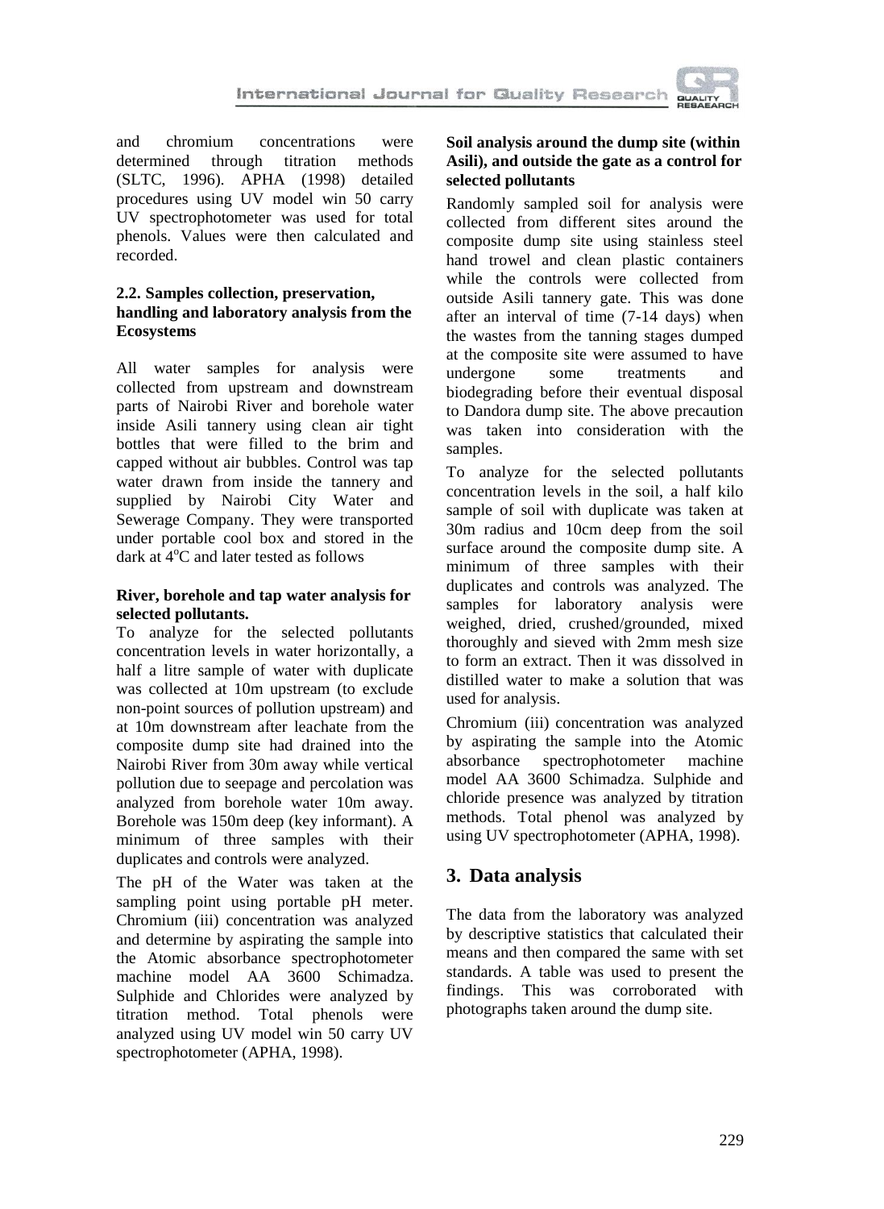and chromium concentrations were determined through titration methods (SLTC, 1996). APHA (1998) detailed procedures using UV model win 50 carry UV spectrophotometer was used for total phenols. Values were then calculated and recorded.

### 2.2. Samples collection, preservation, handling and laboratory analysis from the Ecosystems

All water samples for analysis were collected from upstream and downstream parts of Nairobi River and borehole water inside Asili tannery using clean air tight bottles that were filled to the brim and capped without air bubbles. Control was tap water drawn from inside the tannery and supplied by Nairobi City Water and Sewerage Company. They were transported under portable cool box and stored in the dark at $4^oC$ and later tested as follows

**River, borehole and tap water analysis for selected pollutants.**

To analyze for the selected pollutants concentration levels in water horizontally, a half a litre sample of water with duplicate was collected at 10m upstream (to exclude non-point sources of pollution upstream) and at 10m downstream after leachate from the composite dump site had drained into the Nairobi River from 30m away while vertical pollution due to seepage and percolation was analyzed from borehole water 10m away. Borehole was 150m deep (key informant). A minimum of three samples with their duplicates and controls were analyzed.

The pH of the Water was taken at the sampling point using portable pH meter. Chromium (iii) concentration was analyzed and determine by aspirating the sample into the Atomic absorbance spectrophotometer machine model AA 3600 Schimadza. Sulphide and Chlorides were analyzed by titration method. Total phenols were analyzed using UV model win 50 carry UV spectrophotometer (APHA, 1998).

**Soil analysis around the dump site (within Asili), and outside the gate as a control for selected pollutants**

Randomly sampled soil for analysis were collected from different sites around the composite dump site using stainless steel hand trowel and clean plastic containers while the controls were collected from outside Asili tannery gate. This was done after an interval of time (7-14 days) when the wastes from the tanning stages dumped at the composite site were assumed to have undergone some treatments and biodegrading before their eventual disposal to Dandora dump site. The above precaution was taken into consideration with the samples.

To analyze for the selected pollutants concentration levels in the soil, a half kilo sample of soil with duplicate was taken at 30m radius and 10cm deep from the soil surface around the composite dump site. A minimum of three samples with their duplicates and controls was analyzed. The samples for laboratory analysis were weighed, dried, crushed/grounded, mixed thoroughly and sieved with 2mm mesh size to form an extract. Then it was dissolved in distilled water to make a solution that was used for analysis.

Chromium (iii) concentration was analyzed by aspirating the sample into the Atomic absorbance spectrophotometer machine model AA 3600 Schimadza. Sulphide and chloride presence was analyzed by titration methods. Total phenol was analyzed by using UV spectrophotometer (APHA, 1998).

## 3. Data analysis

The data from the laboratory was analyzed by descriptive statistics that calculated their means and then compared the same with set standards. A table was used to present the findings. This was corroborated with photographs taken around the dump site.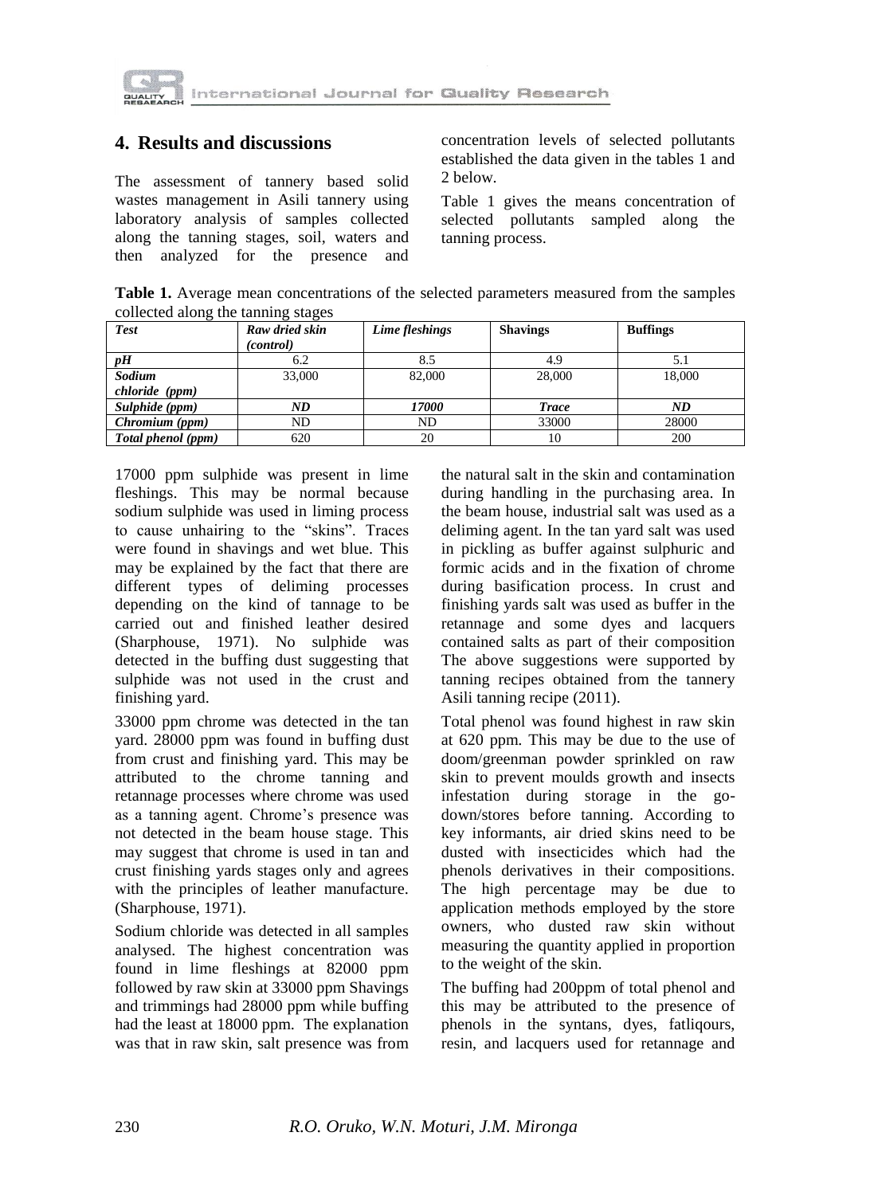## 4. Results and discussions

The assessment of tannery based solid wastes management in Asili tannery using laboratory analysis of samples collected along the tanning stages, soil, waters and then analyzed for the presence and concentration levels of selected pollutants established the data given in the tables 1 and 2 below.

Table 1 gives the means concentration of selected pollutants sampled along the tanning process.

**Table 1.** Average mean concentrations of the selected parameters measured from the samples collected along the tanning stages

| *Test* | *Raw dried skin (control)* | *Lime fleshings* | **Shavings** | **Buffings** |
|---|---|---|---|---|
| ***pH*** | 6.2 | 8.5 | 4.9 | 5.1 |
| ***Sodium chloride (ppm)*** | 33,000 | 82,000 | 28,000 | 18,000 |
| ***Sulphide (ppm)*** | ***ND*** | ***17000*** | ***Trace*** | ***ND*** |
| ***Chromium (ppm)*** | ND | ND | 33000 | 28000 |
| ***Total phenol (ppm)*** | 620 | 20 | 10 | 200 |

17000 ppm sulphide was present in lime fleshings. This may be normal because sodium sulphide was used in liming process to cause unhairing to the "skins". Traces were found in shavings and wet blue. This may be explained by the fact that there are different types of deliming processes depending on the kind of tannage to be carried out and finished leather desired (Sharphouse, 1971). No sulphide was detected in the buffing dust suggesting that sulphide was not used in the crust and finishing yard.

33000 ppm chrome was detected in the tan yard. 28000 ppm was found in buffing dust from crust and finishing yard. This may be attributed to the chrome tanning and retannage processes where chrome was used as a tanning agent. Chrome's presence was not detected in the beam house stage. This may suggest that chrome is used in tan and crust finishing yards stages only and agrees with the principles of leather manufacture. (Sharphouse, 1971).

Sodium chloride was detected in all samples analysed. The highest concentration was found in lime fleshings at 82000 ppm followed by raw skin at 33000 ppm Shavings and trimmings had 28000 ppm while buffing had the least at 18000 ppm. The explanation was that in raw skin, salt presence was from the natural salt in the skin and contamination during handling in the purchasing area. In the beam house, industrial salt was used as a deliming agent. In the tan yard salt was used in pickling as buffer against sulphuric and formic acids and in the fixation of chrome during basification process. In crust and finishing yards salt was used as buffer in the retannage and some dyes and lacquers contained salts as part of their composition The above suggestions were supported by tanning recipes obtained from the tannery Asili tanning recipe (2011).

Total phenol was found highest in raw skin at 620 ppm. This may be due to the use of doom/greenman powder sprinkled on raw skin to prevent moulds growth and insects infestation during storage in the go-down/stores before tanning. According to key informants, air dried skins need to be dusted with insecticides which had the phenols derivatives in their compositions. The high percentage may be due to application methods employed by the store owners, who dusted raw skin without measuring the quantity applied in proportion to the weight of the skin.

The buffing had 200ppm of total phenol and this may be attributed to the presence of phenols in the syntans, dyes, fatliqours, resin, and lacquers used for retannage and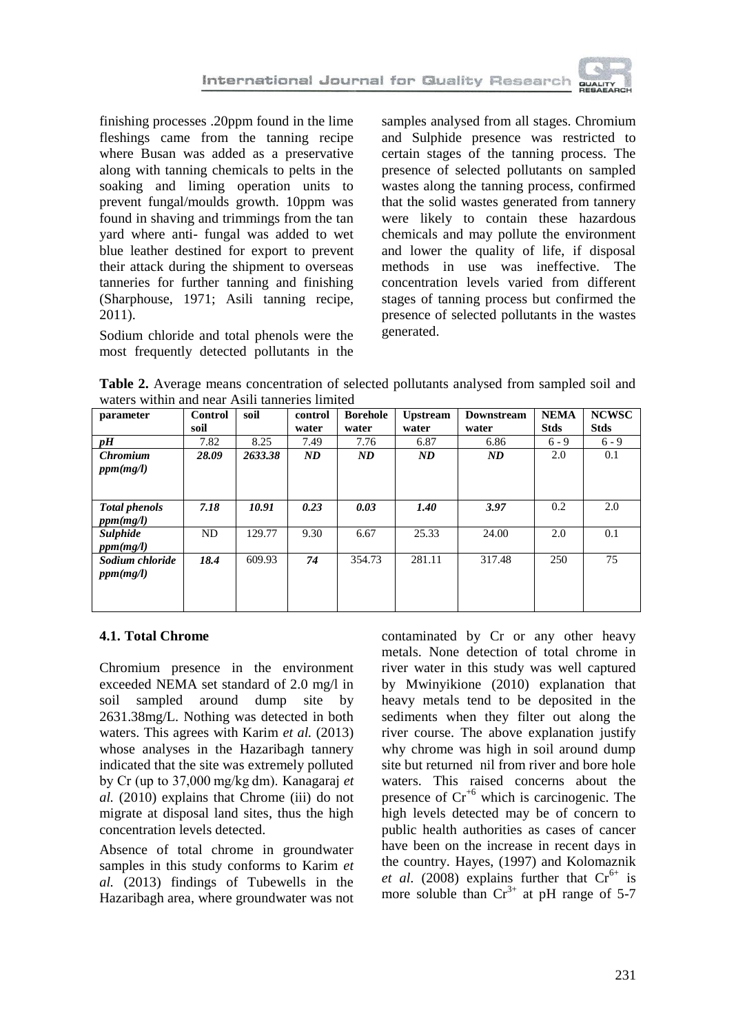finishing processes .20ppm found in the lime fleshings came from the tanning recipe where Busan was added as a preservative along with tanning chemicals to pelts in the soaking and liming operation units to prevent fungal/moulds growth. 10ppm was found in shaving and trimmings from the tan yard where anti- fungal was added to wet blue leather destined for export to prevent their attack during the shipment to overseas tanneries for further tanning and finishing (Sharphouse, 1971; Asili tanning recipe, 2011).

Sodium chloride and total phenols were the most frequently detected pollutants in the samples analysed from all stages. Chromium and Sulphide presence was restricted to certain stages of the tanning process. The presence of selected pollutants on sampled wastes along the tanning process, confirmed that the solid wastes generated from tannery were likely to contain these hazardous chemicals and may pollute the environment and lower the quality of life, if disposal methods in use was ineffective. The concentration levels varied from different stages of tanning process but confirmed the presence of selected pollutants in the wastes generated.

**Table 2.** Average means concentration of selected pollutants analysed from sampled soil and waters within and near Asili tanneries limited

| parameter | Control soil | soil | control water | Borehole water | Upstream water | Downstream water | NEMA Stds | NCWSC Stds |
|---|---|---|---|---|---|---|---|---|
| ***pH*** | 7.82 | 8.25 | 7.49 | 7.76 | 6.87 | 6.86 | 6 - 9 | 6 - 9 |
| ***Chromium ppm(mg/l)*** | ***28.09*** | ***2633.38*** | ***ND*** | ***ND*** | ***ND*** | ***ND*** | 2.0 | 0.1 |
| ***Total phenols ppm(mg/l)*** | ***7.18*** | ***10.91*** | ***0.23*** | ***0.03*** | ***1.40*** | ***3.97*** | 0.2 | 2.0 |
| ***Sulphide ppm(mg/l)*** | ND | 129.77 | 9.30 | 6.67 | 25.33 | 24.00 | 2.0 | 0.1 |
| ***Sodium chloride ppm(mg/l)*** | ***18.4*** | 609.93 | ***74*** | 354.73 | 281.11 | 317.48 | 250 | 75 |

### 4.1. Total Chrome

Chromium presence in the environment exceeded NEMA set standard of 2.0 mg/l in soil sampled around dump site by 2631.38mg/L. Nothing was detected in both waters. This agrees with Karim *et al.* (2013) whose analyses in the Hazaribagh tannery indicated that the site was extremely polluted by Cr (up to 37,000 mg/kg dm). Kanagaraj *et al.* (2010) explains that Chrome (iii) do not migrate at disposal land sites, thus the high concentration levels detected.

Absence of total chrome in groundwater samples in this study conforms to Karim *et al.* (2013) findings of Tubewells in the Hazaribagh area, where groundwater was not contaminated by Cr or any other heavy metals. None detection of total chrome in river water in this study was well captured by Mwinyikione (2010) explanation that heavy metals tend to be deposited in the sediments when they filter out along the river course. The above explanation justify why chrome was high in soil around dump site but returned nil from river and bore hole waters. This raised concerns about the presence of $Cr^{+6}$ which is carcinogenic. The high levels detected may be of concern to public health authorities as cases of cancer have been on the increase in recent days in the country. Hayes, (1997) and Kolomaznik *et al*. (2008) explains further that $Cr^{6+}$ is more soluble than $Cr^{3+}$ at pH range of 5-7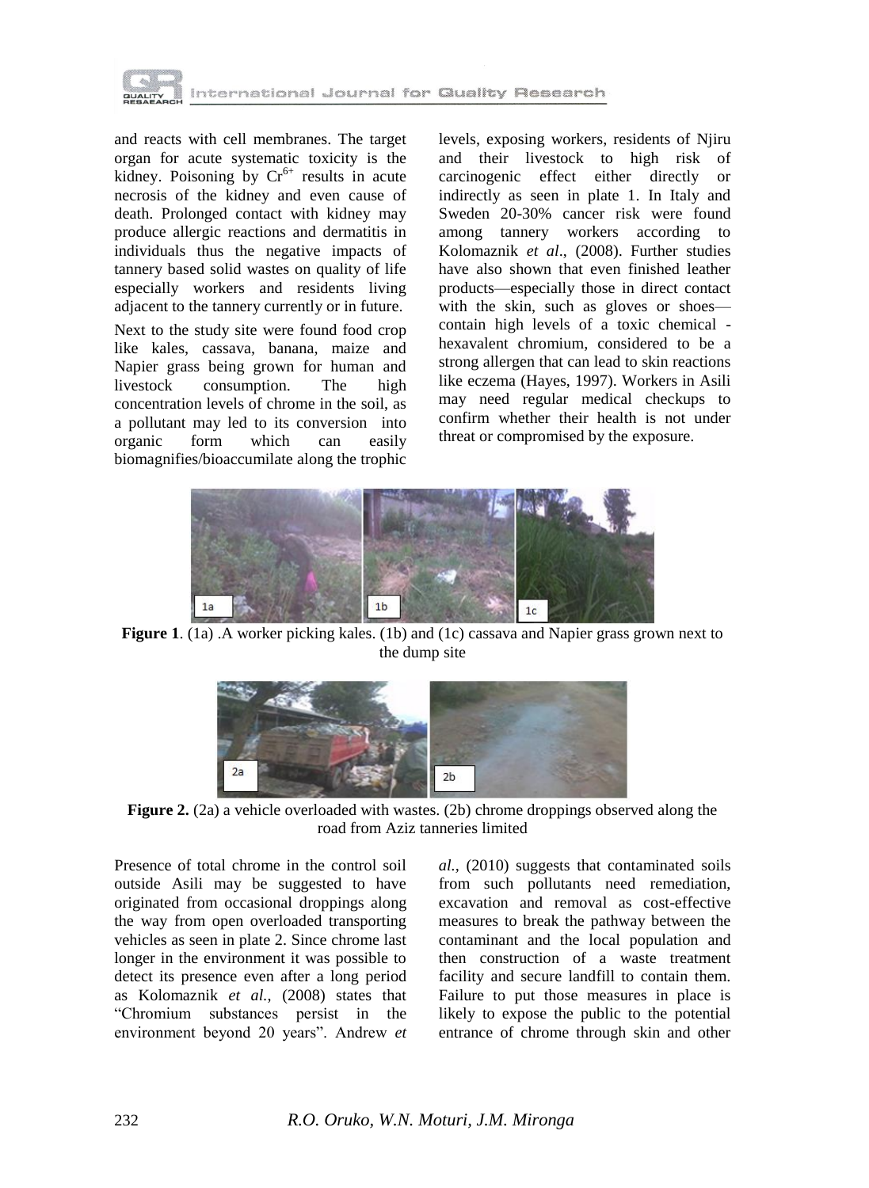and reacts with cell membranes. The target organ for acute systematic toxicity is the kidney. Poisoning by $Cr^{6+}$ results in acute necrosis of the kidney and even cause of death. Prolonged contact with kidney may produce allergic reactions and dermatitis in individuals thus the negative impacts of tannery based solid wastes on quality of life especially workers and residents living adjacent to the tannery currently or in future.

Next to the study site were found food crop like kales, cassava, banana, maize and Napier grass being grown for human and livestock consumption. The high concentration levels of chrome in the soil, as a pollutant may led to its conversion into organic form which can easily biomagnifies/bioaccumilate along the trophic levels, exposing workers, residents of Njiru and their livestock to high risk of carcinogenic effect either directly or indirectly as seen in plate 1. In Italy and Sweden 20-30% cancer risk were found among tannery workers according to Kolomaznik *et al*., (2008). Further studies have also shown that even finished leather products—especially those in direct contact with the skin, such as gloves or shoes—contain high levels of a toxic chemical - hexavalent chromium, considered to be a strong allergen that can lead to skin reactions like eczema (Hayes, 1997). Workers in Asili may need regular medical checkups to confirm whether their health is not under threat or compromised by the exposure.

**Figure 1**. (1a) .A worker picking kales. (1b) and (1c) cassava and Napier grass grown next to the dump site

**Figure 2.** (2a) a vehicle overloaded with wastes. (2b) chrome droppings observed along the road from Aziz tanneries limited

Presence of total chrome in the control soil outside Asili may be suggested to have originated from occasional droppings along the way from open overloaded transporting vehicles as seen in plate 2. Since chrome last longer in the environment it was possible to detect its presence even after a long period as Kolomaznik *et al.*, (2008) states that "Chromium substances persist in the environment beyond 20 years". Andrew *et al.,* (2010) suggests that contaminated soils from such pollutants need remediation, excavation and removal as cost-effective measures to break the pathway between the contaminant and the local population and then construction of a waste treatment facility and secure landfill to contain them. Failure to put those measures in place is likely to expose the public to the potential entrance of chrome through skin and other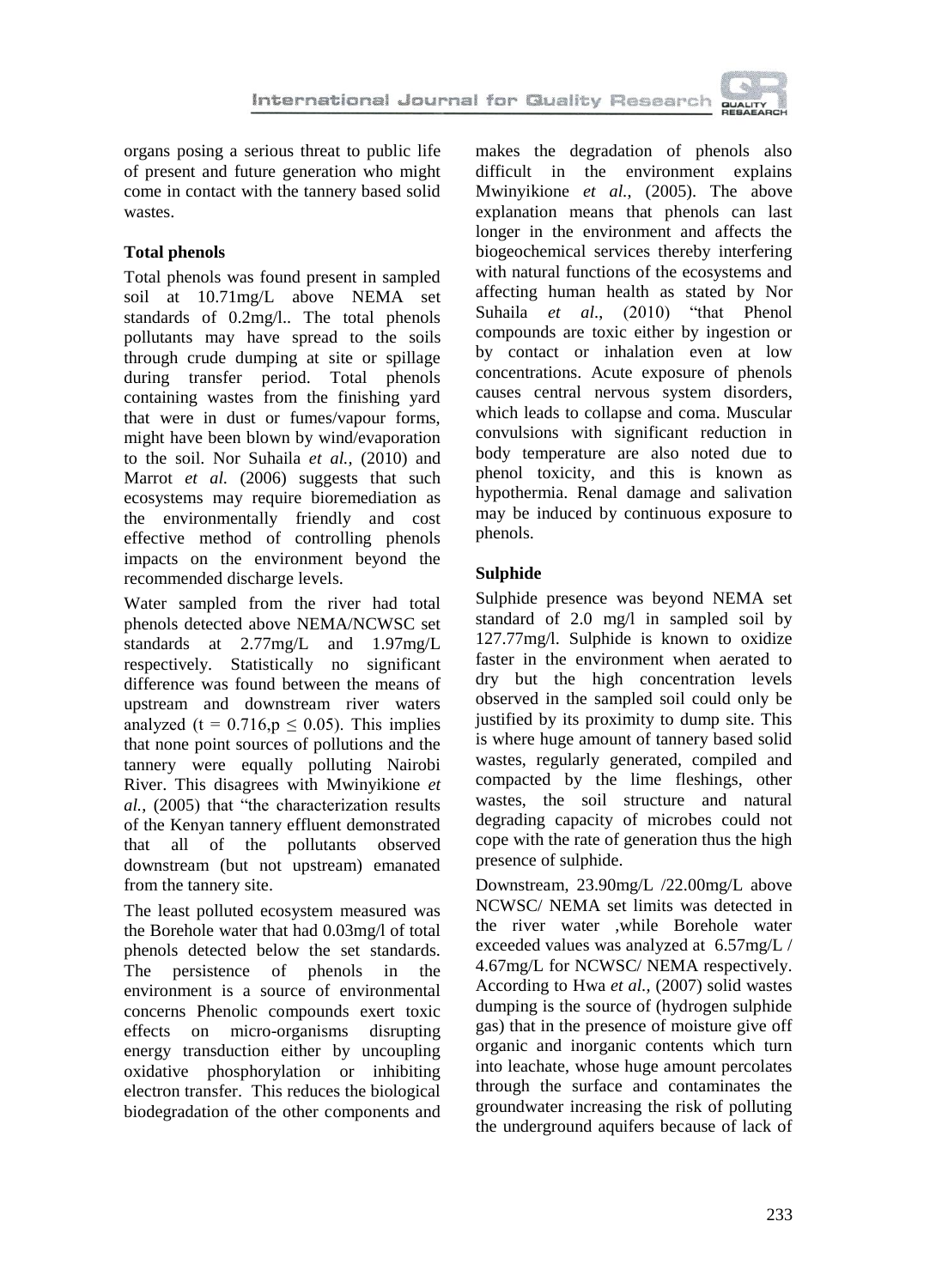organs posing a serious threat to public life of present and future generation who might come in contact with the tannery based solid wastes.

### Total phenols

Total phenols was found present in sampled soil at 10.71mg/L above NEMA set standards of 0.2mg/l.. The total phenols pollutants may have spread to the soils through crude dumping at site or spillage during transfer period. Total phenols containing wastes from the finishing yard that were in dust or fumes/vapour forms, might have been blown by wind/evaporation to the soil. Nor Suhaila *et al.,* (2010) and Marrot *et al.* (2006) suggests that such ecosystems may require bioremediation as the environmentally friendly and cost effective method of controlling phenols impacts on the environment beyond the recommended discharge levels.

Water sampled from the river had total phenols detected above NEMA/NCWSC set standards at 2.77mg/L and 1.97mg/L respectively. Statistically no significant difference was found between the means of upstream and downstream river waters analyzed ($t = 0.716, p \leq 0.05$). This implies that none point sources of pollutions and the tannery were equally polluting Nairobi River. This disagrees with Mwinyikione *et al.,* (2005) that "the characterization results of the Kenyan tannery effluent demonstrated that all of the pollutants observed downstream (but not upstream) emanated from the tannery site.

The least polluted ecosystem measured was the Borehole water that had 0.03mg/l of total phenols detected below the set standards. The persistence of phenols in the environment is a source of environmental concerns Phenolic compounds exert toxic effects on micro-organisms disrupting energy transduction either by uncoupling oxidative phosphorylation or inhibiting electron transfer. This reduces the biological biodegradation of the other components and makes the degradation of phenols also difficult in the environment explains Mwinyikione *et al.,* (2005). The above explanation means that phenols can last longer in the environment and affects the biogeochemical services thereby interfering with natural functions of the ecosystems and affecting human health as stated by Nor Suhaila *et al*., (2010) "that Phenol compounds are toxic either by ingestion or by contact or inhalation even at low concentrations. Acute exposure of phenols causes central nervous system disorders, which leads to collapse and coma. Muscular convulsions with significant reduction in body temperature are also noted due to phenol toxicity, and this is known as hypothermia. Renal damage and salivation may be induced by continuous exposure to phenols.

### Sulphide

Sulphide presence was beyond NEMA set standard of 2.0 mg/l in sampled soil by 127.77mg/l. Sulphide is known to oxidize faster in the environment when aerated to dry but the high concentration levels observed in the sampled soil could only be justified by its proximity to dump site. This is where huge amount of tannery based solid wastes, regularly generated, compiled and compacted by the lime fleshings, other wastes, the soil structure and natural degrading capacity of microbes could not cope with the rate of generation thus the high presence of sulphide.

Downstream, 23.90mg/L /22.00mg/L above NCWSC/ NEMA set limits was detected in the river water ,while Borehole water exceeded values was analyzed at 6.57mg/L / 4.67mg/L for NCWSC/ NEMA respectively. According to Hwa *et al.,* (2007) solid wastes dumping is the source of (hydrogen sulphide gas) that in the presence of moisture give off organic and inorganic contents which turn into leachate, whose huge amount percolates through the surface and contaminates the groundwater increasing the risk of polluting the underground aquifers because of lack of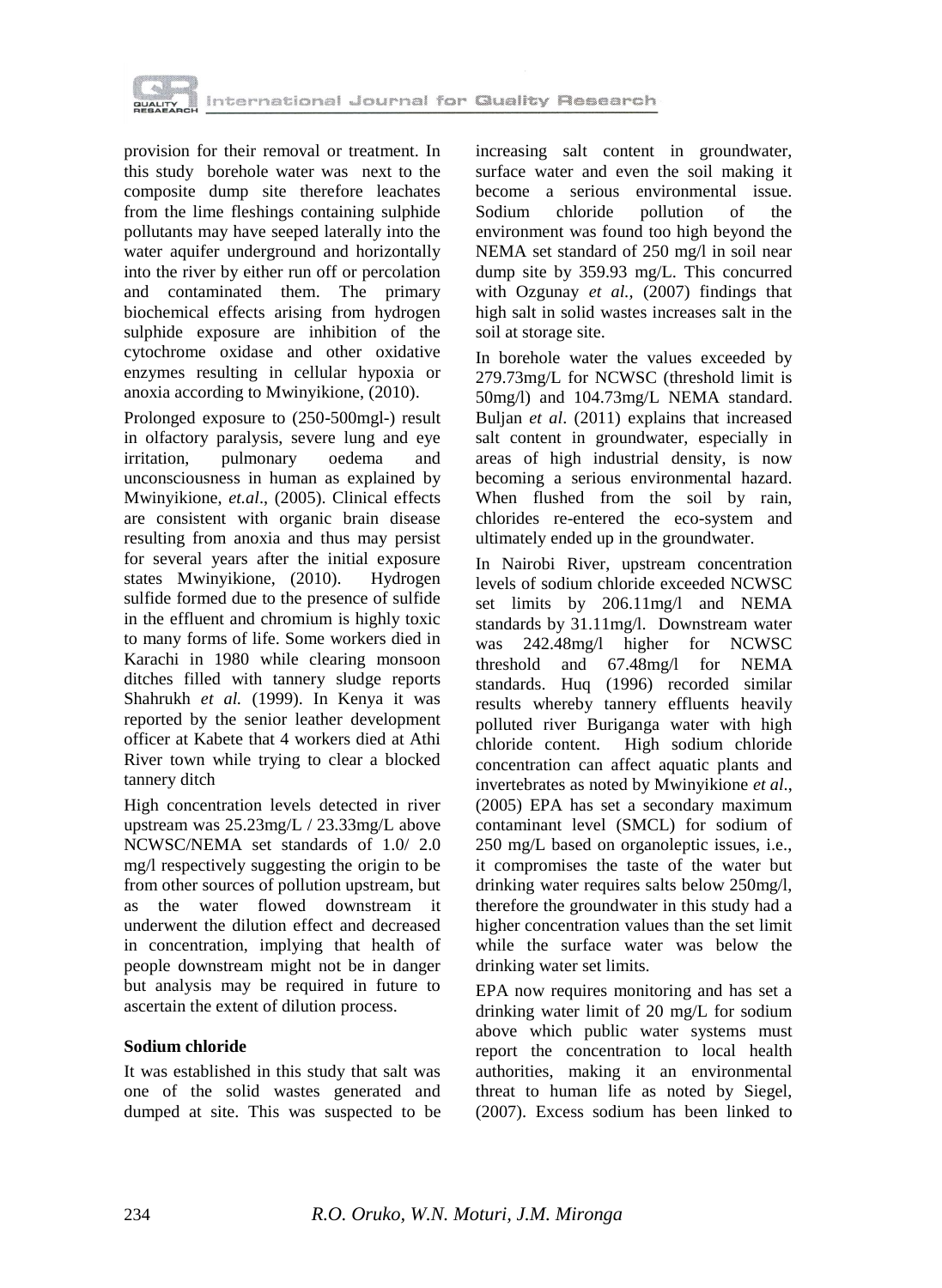provision for their removal or treatment. In this study borehole water was next to the composite dump site therefore leachates from the lime fleshings containing sulphide pollutants may have seeped laterally into the water aquifer underground and horizontally into the river by either run off or percolation and contaminated them. The primary biochemical effects arising from hydrogen sulphide exposure are inhibition of the cytochrome oxidase and other oxidative enzymes resulting in cellular hypoxia or anoxia according to Mwinyikione, (2010).

Prolonged exposure to (250-500mgl-) result in olfactory paralysis, severe lung and eye irritation, pulmonary oedema and unconsciousness in human as explained by Mwinyikione, *et.al*., (2005). Clinical effects are consistent with organic brain disease resulting from anoxia and thus may persist for several years after the initial exposure states Mwinyikione, (2010). Hydrogen sulfide formed due to the presence of sulfide in the effluent and chromium is highly toxic to many forms of life. Some workers died in Karachi in 1980 while clearing monsoon ditches filled with tannery sludge reports Shahrukh *et al.* (1999). In Kenya it was reported by the senior leather development officer at Kabete that 4 workers died at Athi River town while trying to clear a blocked tannery ditch

High concentration levels detected in river upstream was 25.23mg/L / 23.33mg/L above NCWSC/NEMA set standards of 1.0/ 2.0 mg/l respectively suggesting the origin to be from other sources of pollution upstream, but as the water flowed downstream it underwent the dilution effect and decreased in concentration, implying that health of people downstream might not be in danger but analysis may be required in future to ascertain the extent of dilution process.

**Sodium chloride**

It was established in this study that salt was one of the solid wastes generated and dumped at site. This was suspected to be increasing salt content in groundwater, surface water and even the soil making it become a serious environmental issue. Sodium chloride pollution of the environment was found too high beyond the NEMA set standard of 250 mg/l in soil near dump site by 359.93 mg/L. This concurred with Ozgunay *et al.,* (2007) findings that high salt in solid wastes increases salt in the soil at storage site.

In borehole water the values exceeded by 279.73mg/L for NCWSC (threshold limit is 50mg/l) and 104.73mg/L NEMA standard. Buljan *et al*. (2011) explains that increased salt content in groundwater, especially in areas of high industrial density, is now becoming a serious environmental hazard. When flushed from the soil by rain, chlorides re-entered the eco-system and ultimately ended up in the groundwater.

In Nairobi River, upstream concentration levels of sodium chloride exceeded NCWSC set limits by 206.11mg/l and NEMA standards by 31.11mg/l. Downstream water was 242.48mg/l higher for NCWSC threshold and 67.48mg/l for NEMA standards. Huq (1996) recorded similar results whereby tannery effluents heavily polluted river Buriganga water with high chloride content. High sodium chloride concentration can affect aquatic plants and invertebrates as noted by Mwinyikione *et al.*, (2005) EPA has set a secondary maximum contaminant level (SMCL) for sodium of 250 mg/L based on organoleptic issues, i.e., it compromises the taste of the water but drinking water requires salts below 250mg/l, therefore the groundwater in this study had a higher concentration values than the set limit while the surface water was below the drinking water set limits.

EPA now requires monitoring and has set a drinking water limit of 20 mg/L for sodium above which public water systems must report the concentration to local health authorities, making it an environmental threat to human life as noted by Siegel, (2007). Excess sodium has been linked to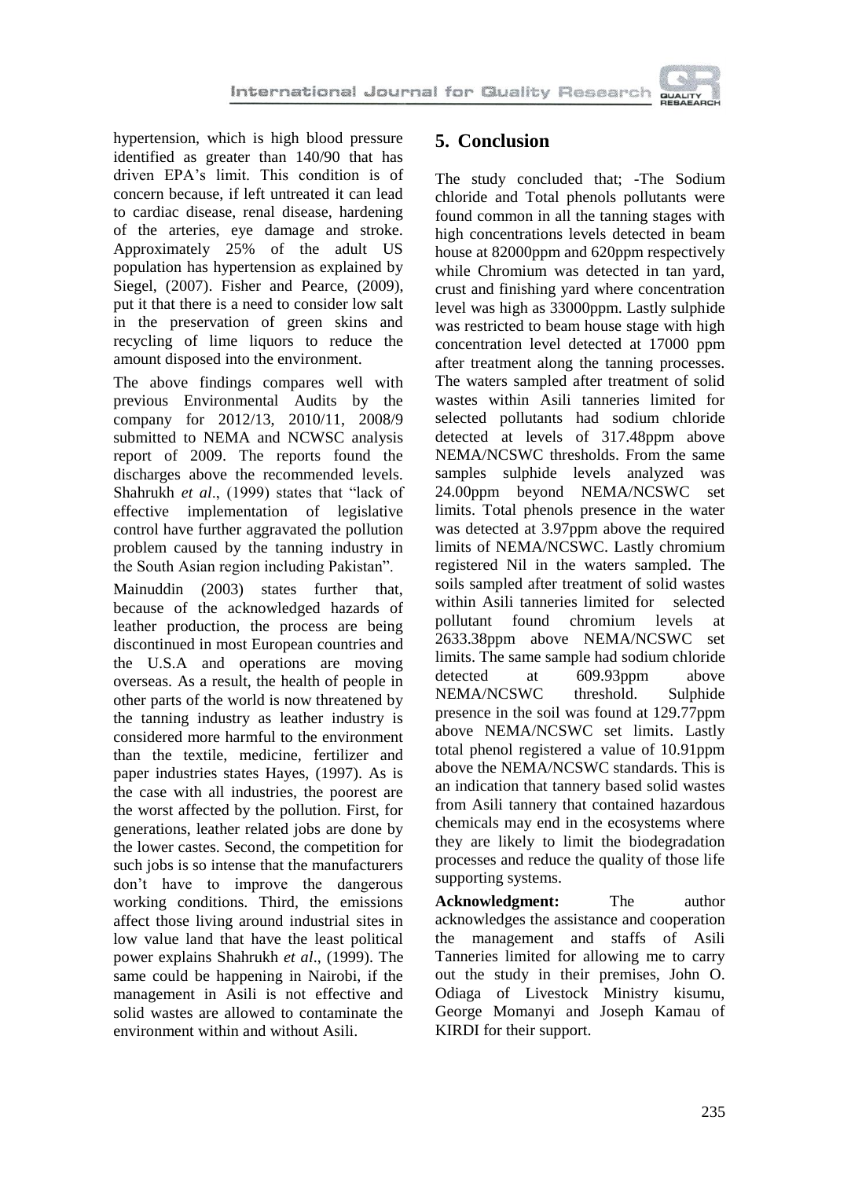hypertension, which is high blood pressure identified as greater than 140/90 that has driven EPA's limit. This condition is of concern because, if left untreated it can lead to cardiac disease, renal disease, hardening of the arteries, eye damage and stroke. Approximately 25% of the adult US population has hypertension as explained by Siegel, (2007). Fisher and Pearce, (2009), put it that there is a need to consider low salt in the preservation of green skins and recycling of lime liquors to reduce the amount disposed into the environment.

The above findings compares well with previous Environmental Audits by the company for 2012/13, 2010/11, 2008/9 submitted to NEMA and NCWSC analysis report of 2009. The reports found the discharges above the recommended levels. Shahrukh *et al*., (1999) states that "lack of effective implementation of legislative control have further aggravated the pollution problem caused by the tanning industry in the South Asian region including Pakistan".

Mainuddin (2003) states further that, because of the acknowledged hazards of leather production, the process are being discontinued in most European countries and the U.S.A and operations are moving overseas. As a result, the health of people in other parts of the world is now threatened by the tanning industry as leather industry is considered more harmful to the environment than the textile, medicine, fertilizer and paper industries states Hayes, (1997). As is the case with all industries, the poorest are the worst affected by the pollution. First, for generations, leather related jobs are done by the lower castes. Second, the competition for such jobs is so intense that the manufacturers don't have to improve the dangerous working conditions. Third, the emissions affect those living around industrial sites in low value land that have the least political power explains Shahrukh *et al*., (1999). The same could be happening in Nairobi, if the management in Asili is not effective and solid wastes are allowed to contaminate the environment within and without Asili.

## 5. Conclusion

The study concluded that; -The Sodium chloride and Total phenols pollutants were found common in all the tanning stages with high concentrations levels detected in beam house at 82000ppm and 620ppm respectively while Chromium was detected in tan yard, crust and finishing yard where concentration level was high as 33000ppm. Lastly sulphide was restricted to beam house stage with high concentration level detected at 17000 ppm after treatment along the tanning processes. The waters sampled after treatment of solid wastes within Asili tanneries limited for selected pollutants had sodium chloride detected at levels of 317.48ppm above NEMA/NCSWC thresholds. From the same samples sulphide levels analyzed was 24.00ppm beyond NEMA/NCSWC set limits. Total phenols presence in the water was detected at 3.97ppm above the required limits of NEMA/NCSWC. Lastly chromium registered Nil in the waters sampled. The soils sampled after treatment of solid wastes within Asili tanneries limited for selected pollutant found chromium levels at 2633.38ppm above NEMA/NCSWC set limits. The same sample had sodium chloride detected at 609.93ppm above NEMA/NCSWC threshold. Sulphide presence in the soil was found at 129.77ppm above NEMA/NCSWC set limits. Lastly total phenol registered a value of 10.91ppm above the NEMA/NCSWC standards. This is an indication that tannery based solid wastes from Asili tannery that contained hazardous chemicals may end in the ecosystems where they are likely to limit the biodegradation processes and reduce the quality of those life supporting systems.

**Acknowledgment:** The author acknowledges the assistance and cooperation the management and staffs of Asili Tanneries limited for allowing me to carry out the study in their premises, John O. Odiaga of Livestock Ministry kisumu, George Momanyi and Joseph Kamau of KIRDI for their support.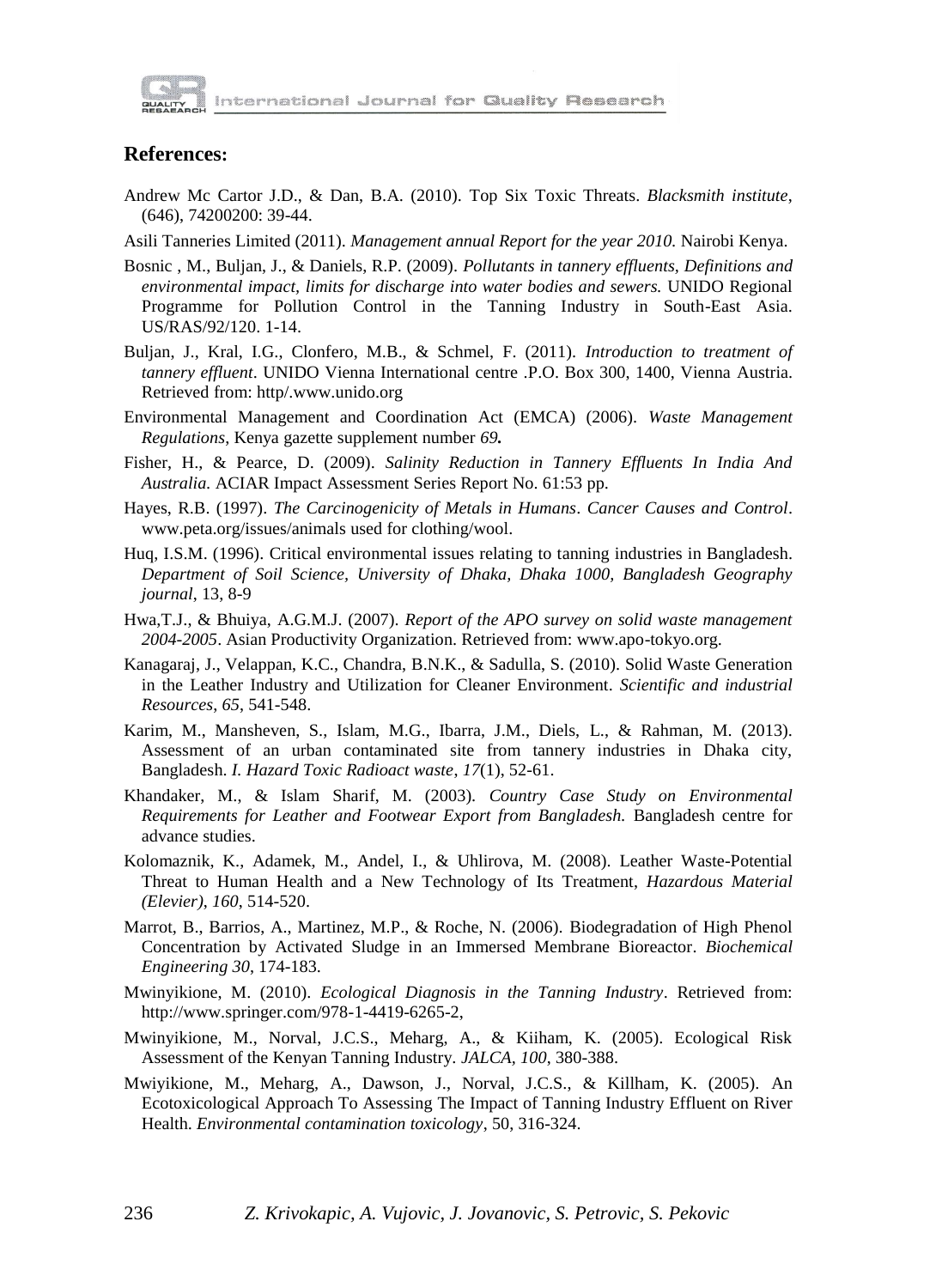## References:

Andrew Mc Cartor J.D., & Dan, B.A. (2010). Top Six Toxic Threats. *Blacksmith institute*, (646), 74200200: 39-44.

Asili Tanneries Limited (2011). *Management annual Report for the year 2010.* Nairobi Kenya.

Bosnic , M., Buljan, J., & Daniels, R.P. (2009). *Pollutants in tannery effluents, Definitions and environmental impact, limits for discharge into water bodies and sewers.* UNIDO Regional Programme for Pollution Control in the Tanning Industry in South-East Asia. US/RAS/92/120. 1-14.

Buljan, J., Kral, I.G., Clonfero, M.B., & Schmel, F. (2011). *Introduction to treatment of tannery effluent*. UNIDO Vienna International centre .P.O. Box 300, 1400, Vienna Austria. Retrieved from: http/.www.unido.org

Environmental Management and Coordination Act (EMCA) (2006). *Waste Management Regulations*, Kenya gazette supplement number ***69.***

Fisher, H., & Pearce, D. (2009). *Salinity Reduction in Tannery Effluents In India And Australia.* ACIAR Impact Assessment Series Report No. 61:53 pp.

Hayes, R.B. (1997). *The Carcinogenicity of Metals in Humans*. *Cancer Causes and Control*. www.peta.org/issues/animals used for clothing/wool.

Huq, I.S.M. (1996). Critical environmental issues relating to tanning industries in Bangladesh. *Department of Soil Science, University of Dhaka, Dhaka 1000, Bangladesh Geography journal*, 13, 8-9

Hwa,T.J., & Bhuiya, A.G.M.J. (2007). *Report of the APO survey on solid waste management 2004-2005*. Asian Productivity Organization. Retrieved from: www.apo-tokyo.org.

Kanagaraj, J., Velappan, K.C., Chandra, B.N.K., & Sadulla, S. (2010). Solid Waste Generation in the Leather Industry and Utilization for Cleaner Environment. *Scientific and industrial Resources*, *65*, 541-548.

Karim, M., Mansheven, S., Islam, M.G., Ibarra, J.M., Diels, L., & Rahman, M. (2013). Assessment of an urban contaminated site from tannery industries in Dhaka city, Bangladesh. *I. Hazard Toxic Radioact waste*, *17*(1), 52-61.

Khandaker, M., & Islam Sharif, M. (2003). *Country Case Study on Environmental Requirements for Leather and Footwear Export from Bangladesh.* Bangladesh centre for advance studies.

Kolomaznik, K., Adamek, M., Andel, I., & Uhlirova, M. (2008). Leather Waste-Potential Threat to Human Health and a New Technology of Its Treatment, *Hazardous Material (Elevier)*, *160*, 514-520.

Marrot, B., Barrios, A., Martinez, M.P., & Roche, N. (2006). Biodegradation of High Phenol Concentration by Activated Sludge in an Immersed Membrane Bioreactor. *Biochemical Engineering 30*, 174-183.

Mwinyikione, M. (2010). *Ecological Diagnosis in the Tanning Industry*. Retrieved from: http://www.springer.com/978-1-4419-6265-2,

Mwinyikione, M., Norval, J.C.S., Meharg, A., & Kiiham, K. (2005). Ecological Risk Assessment of the Kenyan Tanning Industry. *JALCA*, *100*, 380-388.

Mwiyikione, M., Meharg, A., Dawson, J., Norval, J.C.S., & Killham, K. (2005). An Ecotoxicological Approach To Assessing The Impact of Tanning Industry Effluent on River Health. *Environmental contamination toxicology*, 50, 316-324.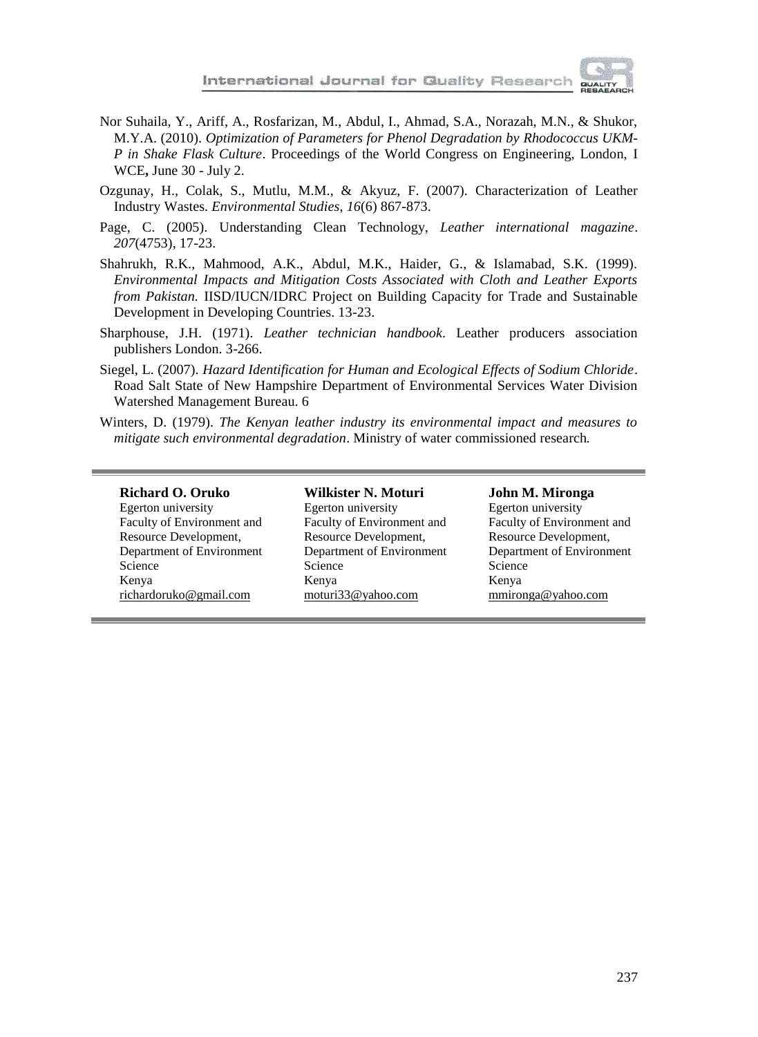Nor Suhaila, Y., Ariff, A., Rosfarizan, M., Abdul, I., Ahmad, S.A., Norazah, M.N., & Shukor, M.Y.A. (2010). *Optimization of Parameters for Phenol Degradation by Rhodococcus UKM-P in Shake Flask Culture*. Proceedings of the World Congress on Engineering, London, I WCE**,** June 30 - July 2.

Ozgunay, H., Colak, S., Mutlu, M.M., & Akyuz, F. (2007). Characterization of Leather Industry Wastes. *Environmental Studies*, *16*(6) 867-873.

Page, C. (2005). Understanding Clean Technology, *Leather international magazine*. *207*(4753), 17-23.

Shahrukh, R.K., Mahmood, A.K., Abdul, M.K., Haider, G., & Islamabad, S.K. (1999). *Environmental Impacts and Mitigation Costs Associated with Cloth and Leather Exports from Pakistan.* IISD/IUCN/IDRC Project on Building Capacity for Trade and Sustainable Development in Developing Countries. 13-23.

Sharphouse, J.H. (1971). *Leather technician handbook*. Leather producers association publishers London. 3-266.

Siegel, L. (2007). *Hazard Identification for Human and Ecological Effects of Sodium Chloride*. Road Salt State of New Hampshire Department of Environmental Services Water Division Watershed Management Bureau. 6

Winters, D. (1979). *The Kenyan leather industry its environmental impact and measures to mitigate such environmental degradation*. Ministry of water commissioned research.

---

**Richard O. Oruko**
Egerton university
Faculty of Environment and Resource Development,
Department of Environment Science
Kenya
richardoruko@gmail.com

**Wilkister N. Moturi**
Egerton university
Faculty of Environment and Resource Development,
Department of Environment Science
Kenya
moturi33@yahoo.com

**John M. Mironga**
Egerton university
Faculty of Environment and Resource Development,
Department of Environment Science
Kenya
mmironga@yahoo.com